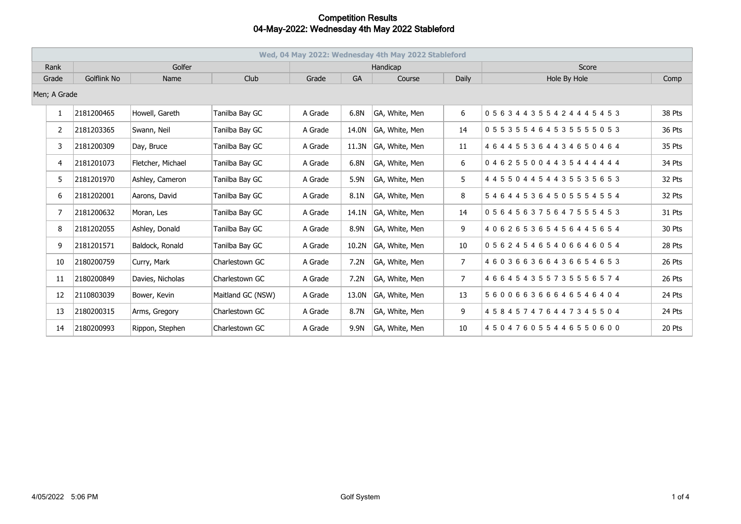# Competition Results
## 04-May-2022: Wednesday 4th May 2022 Stableford

| Wed, 04 May 2022: Wednesday 4th May 2022 Stableford | | | | | | | | | |
|---|---|---|---|---|---|---|---|---|---|
| Rank | Golfer | | | Handicap | | | | Score | |
| Grade | Golflink No | Name | Club | Grade | GA | Course | Daily | Hole By Hole | Comp |
| Men; A Grade | | | | | | | | | |
| 1 | 2181200465 | Howell, Gareth | Tanilba Bay GC | A Grade | 6.8N | GA, White, Men | 6 | 0 5 6 3 4 4 3 5 5 4 2 4 4 4 5 4 5 3 | 38 Pts |
| 2 | 2181203365 | Swann, Neil | Tanilba Bay GC | A Grade | 14.0N | GA, White, Men | 14 | 0 5 5 3 5 5 4 6 4 5 3 5 5 5 5 0 5 3 | 36 Pts |
| 3 | 2181200309 | Day, Bruce | Tanilba Bay GC | A Grade | 11.3N | GA, White, Men | 11 | 4 6 4 4 5 5 3 6 4 4 3 4 6 5 0 4 6 4 | 35 Pts |
| 4 | 2181201073 | Fletcher, Michael | Tanilba Bay GC | A Grade | 6.8N | GA, White, Men | 6 | 0 4 6 2 5 5 0 0 4 4 3 5 4 4 4 4 4 4 | 34 Pts |
| 5 | 2181201970 | Ashley, Cameron | Tanilba Bay GC | A Grade | 5.9N | GA, White, Men | 5 | 4 4 5 5 0 4 4 5 4 4 3 5 5 3 5 6 5 3 | 32 Pts |
| 6 | 2181202001 | Aarons, David | Tanilba Bay GC | A Grade | 8.1N | GA, White, Men | 8 | 5 4 6 4 4 5 3 6 4 5 0 5 5 5 4 5 5 4 | 32 Pts |
| 7 | 2181200632 | Moran, Les | Tanilba Bay GC | A Grade | 14.1N | GA, White, Men | 14 | 0 5 6 4 5 6 3 7 5 6 4 7 5 5 5 4 5 3 | 31 Pts |
| 8 | 2181202055 | Ashley, Donald | Tanilba Bay GC | A Grade | 8.9N | GA, White, Men | 9 | 4 0 6 2 6 5 3 6 5 4 5 6 4 4 5 6 5 4 | 30 Pts |
| 9 | 2181201571 | Baldock, Ronald | Tanilba Bay GC | A Grade | 10.2N | GA, White, Men | 10 | 0 5 6 2 4 5 4 6 5 4 0 6 6 4 6 0 5 4 | 28 Pts |
| 10 | 2180200759 | Curry, Mark | Charlestown GC | A Grade | 7.2N | GA, White, Men | 7 | 4 6 0 3 6 6 3 6 6 4 3 6 6 5 4 6 5 3 | 26 Pts |
| 11 | 2180200849 | Davies, Nicholas | Charlestown GC | A Grade | 7.2N | GA, White, Men | 7 | 4 6 6 4 5 4 3 5 5 7 3 5 5 5 6 5 7 4 | 26 Pts |
| 12 | 2110803039 | Bower, Kevin | Maitland GC (NSW) | A Grade | 13.0N | GA, White, Men | 13 | 5 6 0 0 6 6 3 6 6 6 4 6 5 4 6 4 0 4 | 24 Pts |
| 13 | 2180200315 | Arms, Gregory | Charlestown GC | A Grade | 8.7N | GA, White, Men | 9 | 4 5 8 4 5 7 4 7 6 4 4 7 3 4 5 5 0 4 | 24 Pts |
| 14 | 2180200993 | Rippon, Stephen | Charlestown GC | A Grade | 9.9N | GA, White, Men | 10 | 4 5 0 4 7 6 0 5 5 4 4 6 5 5 0 6 0 0 | 20 Pts |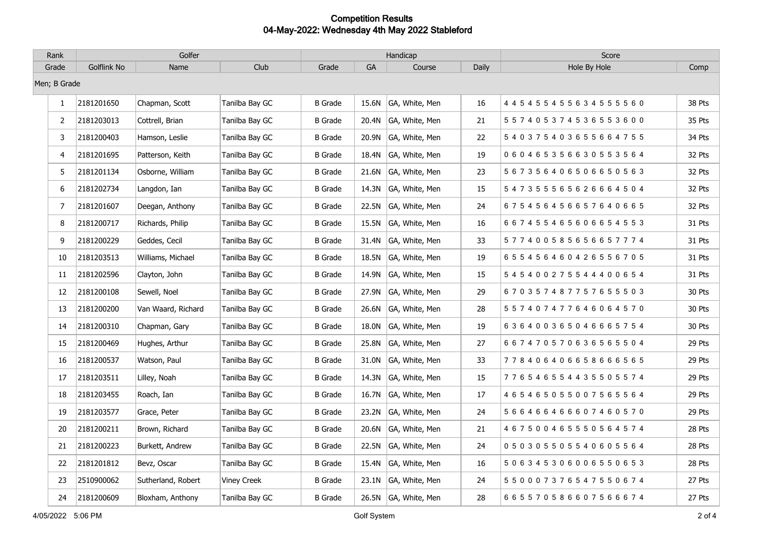# Competition Results
## 04-May-2022: Wednesday 4th May 2022 Stableford

| Rank | Golfer | | | Handicap | | | | Score | |
|---|---|---|---|---|---|---|---|---|---|
| Grade | Golflink No | Name | Club | Grade | GA | Course | Daily | Hole By Hole | Comp |
| Men; B Grade | | | | | | | | | |
| 1 | 2181201650 | Chapman, Scott | Tanilba Bay GC | B Grade | 15.6N | GA, White, Men | 16 | 4 4 5 4 5 5 4 5 5 6 3 4 5 5 5 5 6 0 | 38 Pts |
| 2 | 2181203013 | Cottrell, Brian | Tanilba Bay GC | B Grade | 20.4N | GA, White, Men | 21 | 5 5 7 4 0 5 3 7 4 5 3 6 5 5 3 6 0 0 | 35 Pts |
| 3 | 2181200403 | Hamson, Leslie | Tanilba Bay GC | B Grade | 20.9N | GA, White, Men | 22 | 5 4 0 3 7 5 4 0 3 6 5 5 6 6 4 7 5 5 | 34 Pts |
| 4 | 2181201695 | Patterson, Keith | Tanilba Bay GC | B Grade | 18.4N | GA, White, Men | 19 | 0 6 0 4 6 5 3 5 6 6 3 0 5 5 3 5 6 4 | 32 Pts |
| 5 | 2181201134 | Osborne, William | Tanilba Bay GC | B Grade | 21.6N | GA, White, Men | 23 | 5 6 7 3 5 6 4 0 6 5 0 6 6 5 0 5 6 3 | 32 Pts |
| 6 | 2181202734 | Langdon, Ian | Tanilba Bay GC | B Grade | 14.3N | GA, White, Men | 15 | 5 4 7 3 5 5 5 6 5 6 2 6 6 6 4 5 0 4 | 32 Pts |
| 7 | 2181201607 | Deegan, Anthony | Tanilba Bay GC | B Grade | 22.5N | GA, White, Men | 24 | 6 7 5 4 5 6 4 5 6 6 5 7 6 4 0 6 6 5 | 32 Pts |
| 8 | 2181200717 | Richards, Philip | Tanilba Bay GC | B Grade | 15.5N | GA, White, Men | 16 | 6 6 7 4 5 5 4 6 5 6 0 6 6 5 4 5 5 3 | 31 Pts |
| 9 | 2181200229 | Geddes, Cecil | Tanilba Bay GC | B Grade | 31.4N | GA, White, Men | 33 | 5 7 7 4 0 0 5 8 5 6 5 6 6 5 7 7 7 4 | 31 Pts |
| 10 | 2181203513 | Williams, Michael | Tanilba Bay GC | B Grade | 18.5N | GA, White, Men | 19 | 6 5 5 4 5 6 4 6 0 4 2 6 5 5 6 7 0 5 | 31 Pts |
| 11 | 2181202596 | Clayton, John | Tanilba Bay GC | B Grade | 14.9N | GA, White, Men | 15 | 5 4 5 4 0 0 2 7 5 5 4 4 4 0 0 6 5 4 | 31 Pts |
| 12 | 2181200108 | Sewell, Noel | Tanilba Bay GC | B Grade | 27.9N | GA, White, Men | 29 | 6 7 0 3 5 7 4 8 7 7 5 7 6 5 5 5 0 3 | 30 Pts |
| 13 | 2181200200 | Van Waard, Richard | Tanilba Bay GC | B Grade | 26.6N | GA, White, Men | 28 | 5 5 7 4 0 7 4 7 7 6 4 6 0 6 4 5 7 0 | 30 Pts |
| 14 | 2181200310 | Chapman, Gary | Tanilba Bay GC | B Grade | 18.0N | GA, White, Men | 19 | 6 3 6 4 0 0 3 6 5 0 4 6 6 6 5 7 5 4 | 30 Pts |
| 15 | 2181200469 | Hughes, Arthur | Tanilba Bay GC | B Grade | 25.8N | GA, White, Men | 27 | 6 6 7 4 7 0 5 7 0 6 3 6 5 6 5 5 0 4 | 29 Pts |
| 16 | 2181200537 | Watson, Paul | Tanilba Bay GC | B Grade | 31.0N | GA, White, Men | 33 | 7 7 8 4 0 6 4 0 6 6 5 8 6 6 6 5 6 5 | 29 Pts |
| 17 | 2181203511 | Lilley, Noah | Tanilba Bay GC | B Grade | 14.3N | GA, White, Men | 15 | 7 7 6 5 4 6 5 5 4 4 3 5 5 0 5 5 7 4 | 29 Pts |
| 18 | 2181203455 | Roach, Ian | Tanilba Bay GC | B Grade | 16.7N | GA, White, Men | 17 | 4 6 5 4 6 5 0 5 5 0 0 7 5 6 5 5 6 4 | 29 Pts |
| 19 | 2181203577 | Grace, Peter | Tanilba Bay GC | B Grade | 23.2N | GA, White, Men | 24 | 5 6 6 4 6 6 4 6 6 6 0 7 4 6 0 5 7 0 | 29 Pts |
| 20 | 2181200211 | Brown, Richard | Tanilba Bay GC | B Grade | 20.6N | GA, White, Men | 21 | 4 6 7 5 0 0 4 6 5 5 5 0 5 6 4 5 7 4 | 28 Pts |
| 21 | 2181200223 | Burkett, Andrew | Tanilba Bay GC | B Grade | 22.5N | GA, White, Men | 24 | 0 5 0 3 0 5 5 0 5 5 4 0 6 0 5 5 6 4 | 28 Pts |
| 22 | 2181201812 | Bevz, Oscar | Tanilba Bay GC | B Grade | 15.4N | GA, White, Men | 16 | 5 0 6 3 4 5 3 0 6 0 0 6 5 5 0 6 5 3 | 28 Pts |
| 23 | 2510900062 | Sutherland, Robert | Viney Creek | B Grade | 23.1N | GA, White, Men | 24 | 5 5 0 0 0 7 3 7 6 5 4 7 5 5 0 6 7 4 | 27 Pts |
| 24 | 2181200609 | Bloxham, Anthony | Tanilba Bay GC | B Grade | 26.5N | GA, White, Men | 28 | 6 6 5 5 7 0 5 8 6 6 0 7 5 6 6 6 7 4 | 27 Pts |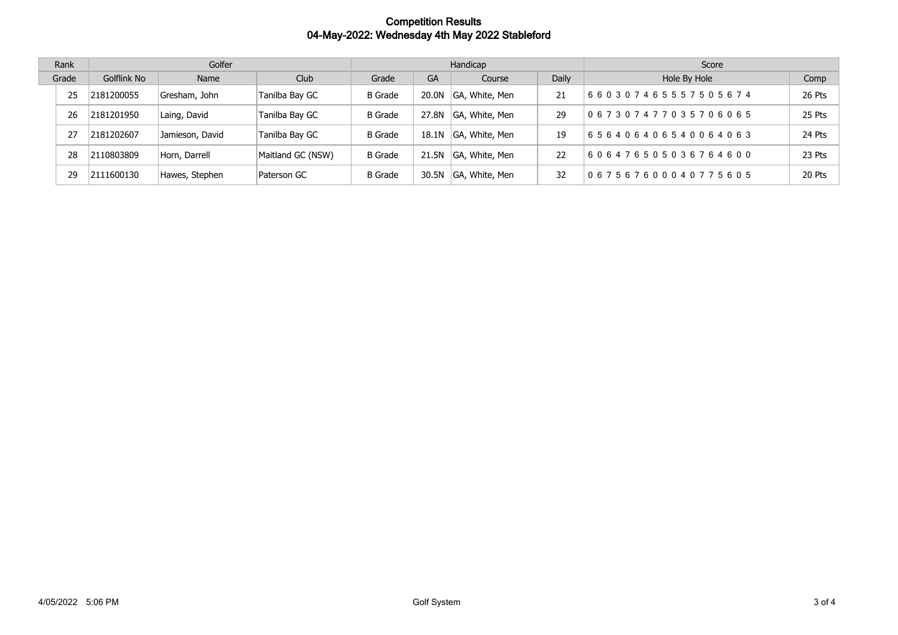# Competition Results
## 04-May-2022: Wednesday 4th May 2022 Stableford

| Rank | Golfer | | | Handicap | | | | Score | |
|---|---|---|---|---|---|---|---|---|---|
| Grade | Golflink No | Name | Club | Grade | GA | Course | Daily | Hole By Hole | Comp |
| 25 | 2181200055 | Gresham, John | Tanilba Bay GC | B Grade | 20.0N | GA, White, Men | 21 | 6 6 0 3 0 7 4 6 5 5 5 7 5 0 5 6 7 4 | 26 Pts |
| 26 | 2181201950 | Laing, David | Tanilba Bay GC | B Grade | 27.8N | GA, White, Men | 29 | 0 6 7 3 0 7 4 7 7 0 3 5 7 0 6 0 6 5 | 25 Pts |
| 27 | 2181202607 | Jamieson, David | Tanilba Bay GC | B Grade | 18.1N | GA, White, Men | 19 | 6 5 6 4 0 6 4 0 6 5 4 0 0 6 4 0 6 3 | 24 Pts |
| 28 | 2110803809 | Horn, Darrell | Maitland GC (NSW) | B Grade | 21.5N | GA, White, Men | 22 | 6 0 6 4 7 6 5 0 5 0 3 6 7 6 4 6 0 0 | 23 Pts |
| 29 | 2111600130 | Hawes, Stephen | Paterson GC | B Grade | 30.5N | GA, White, Men | 32 | 0 6 7 5 6 7 6 0 0 0 4 0 7 7 5 6 0 5 | 20 Pts |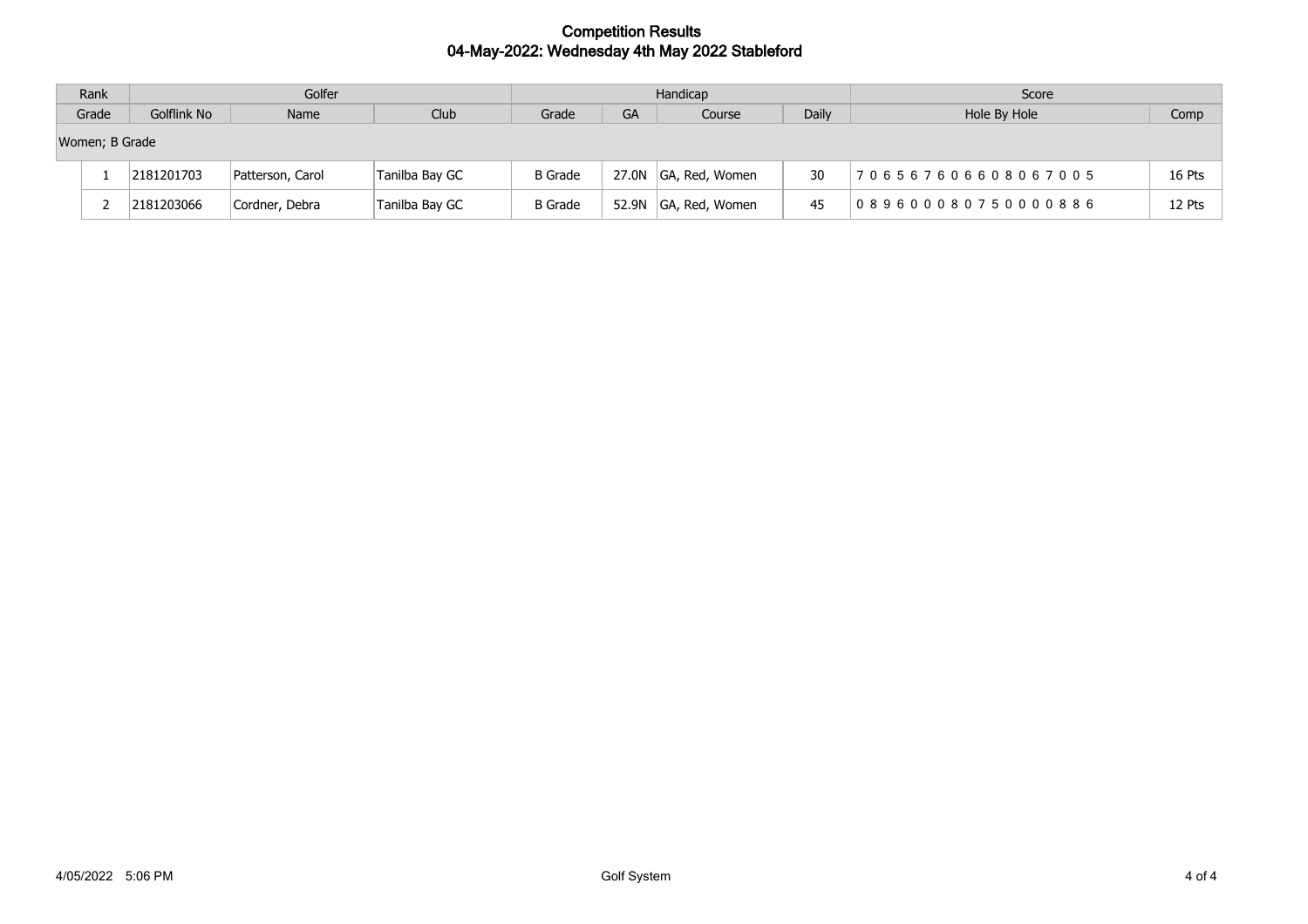# Competition Results
## 04-May-2022: Wednesday 4th May 2022 Stableford

| Rank | Golfer | | | Handicap | | | | Score | |
|---|---|---|---|---|---|---|---|---|---|
| Grade | Golflink No | Name | Club | Grade | GA | Course | Daily | Hole By Hole | Comp |
| Women; B Grade | | | | | | | | | |
| 1 | 2181201703 | Patterson, Carol | Tanilba Bay GC | B Grade | 27.0N | GA, Red, Women | 30 | 7 0 6 5 6 7 6 0 6 6 0 8 0 6 7 0 0 5 | 16 Pts |
| 2 | 2181203066 | Cordner, Debra | Tanilba Bay GC | B Grade | 52.9N | GA, Red, Women | 45 | 0 8 9 6 0 0 0 8 0 7 5 0 0 0 0 8 8 6 | 12 Pts |